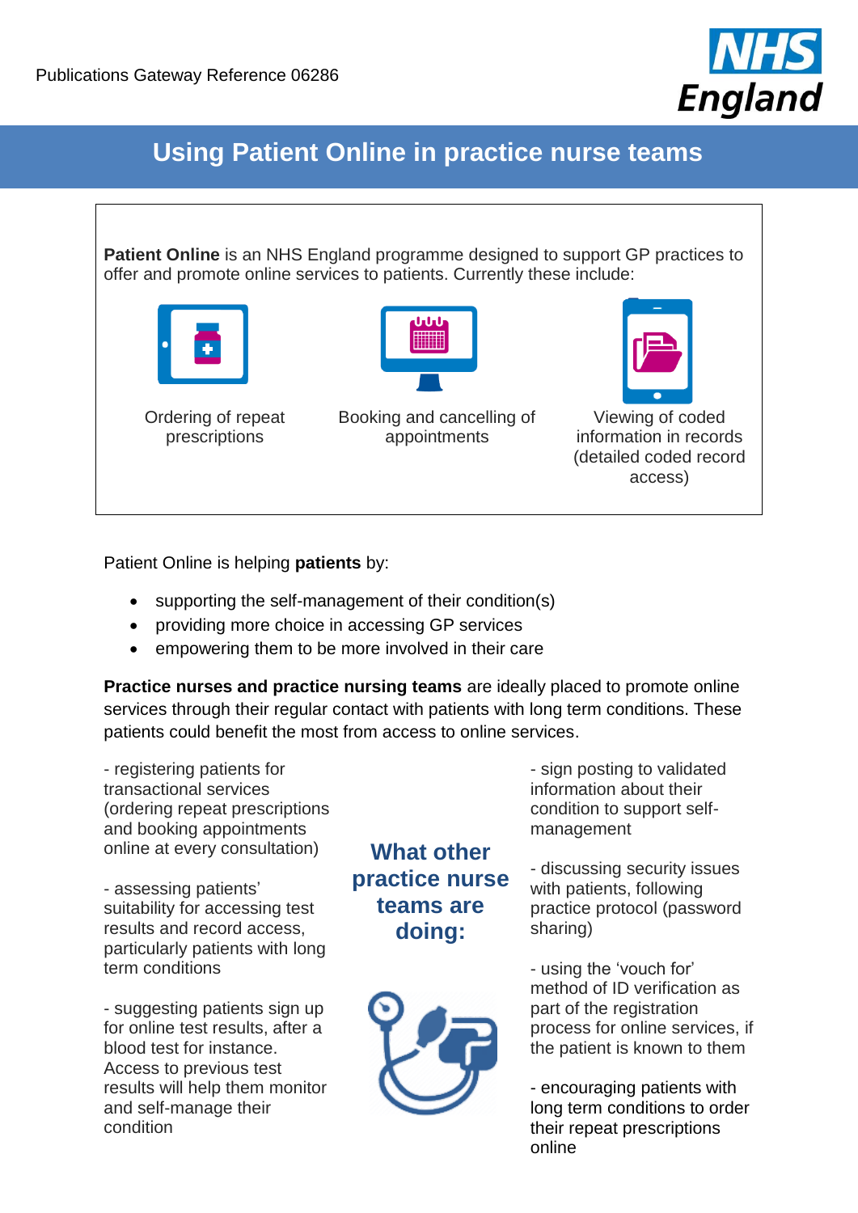Publications Gateway Reference 06286

# Using Patient Online in practice nurse teams

**Patient Online** is an NHS England programme designed to support GP practices to offer and promote online services to patients. Currently these include:

- Ordering of repeat prescriptions
- Booking and cancelling of appointments
- Viewing of coded information in records (detailed coded record access)

Patient Online is helping **patients** by:

- supporting the self-management of their condition(s)
- providing more choice in accessing GP services
- empowering them to be more involved in their care

**Practice nurses and practice nursing teams** are ideally placed to promote online services through their regular contact with patients with long term conditions. These patients could benefit the most from access to online services.

## What other practice nurse teams are doing:

- registering patients for transactional services (ordering repeat prescriptions and booking appointments online at every consultation)

- assessing patients' suitability for accessing test results and record access, particularly patients with long term conditions

- suggesting patients sign up for online test results, after a blood test for instance. Access to previous test results will help them monitor and self-manage their condition

- sign posting to validated information about their condition to support self-management

- discussing security issues with patients, following practice protocol (password sharing)

- using the 'vouch for' method of ID verification as part of the registration process for online services, if the patient is known to them

- encouraging patients with long term conditions to order their repeat prescriptions online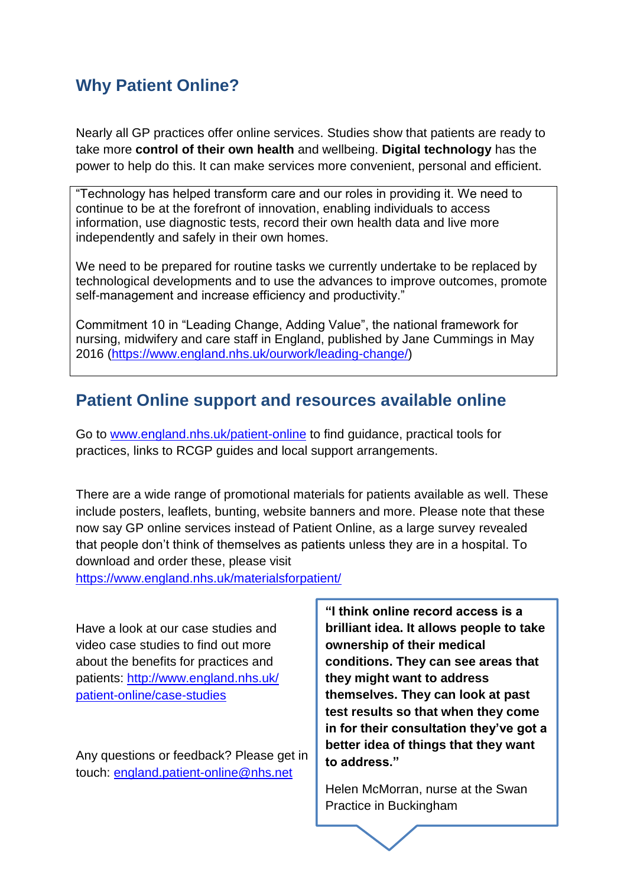## Why Patient Online?

Nearly all GP practices offer online services. Studies show that patients are ready to take more **control of their own health** and wellbeing. **Digital technology** has the power to help do this. It can make services more convenient, personal and efficient.

> "Technology has helped transform care and our roles in providing it. We need to continue to be at the forefront of innovation, enabling individuals to access information, use diagnostic tests, record their own health data and live more independently and safely in their own homes.
>
> We need to be prepared for routine tasks we currently undertake to be replaced by technological developments and to use the advances to improve outcomes, promote self-management and increase efficiency and productivity."
>
> Commitment 10 in "Leading Change, Adding Value", the national framework for nursing, midwifery and care staff in England, published by Jane Cummings in May 2016 (https://www.england.nhs.uk/ourwork/leading-change/)

## Patient Online support and resources available online

Go to www.england.nhs.uk/patient-online to find guidance, practical tools for practices, links to RCGP guides and local support arrangements.

There are a wide range of promotional materials for patients available as well. These include posters, leaflets, bunting, website banners and more. Please note that these now say GP online services instead of Patient Online, as a large survey revealed that people don't think of themselves as patients unless they are in a hospital. To download and order these, please visit https://www.england.nhs.uk/materialsforpatient/

Have a look at our case studies and video case studies to find out more about the benefits for practices and patients: http://www.england.nhs.uk/patient-online/case-studies

Any questions or feedback? Please get in touch: england.patient-online@nhs.net

> **"I think online record access is a brilliant idea. It allows people to take ownership of their medical conditions. They can see areas that they might want to address themselves. They can look at past test results so that when they come in for their consultation they've got a better idea of things that they want to address."**
>
> Helen McMorran, nurse at the Swan Practice in Buckingham